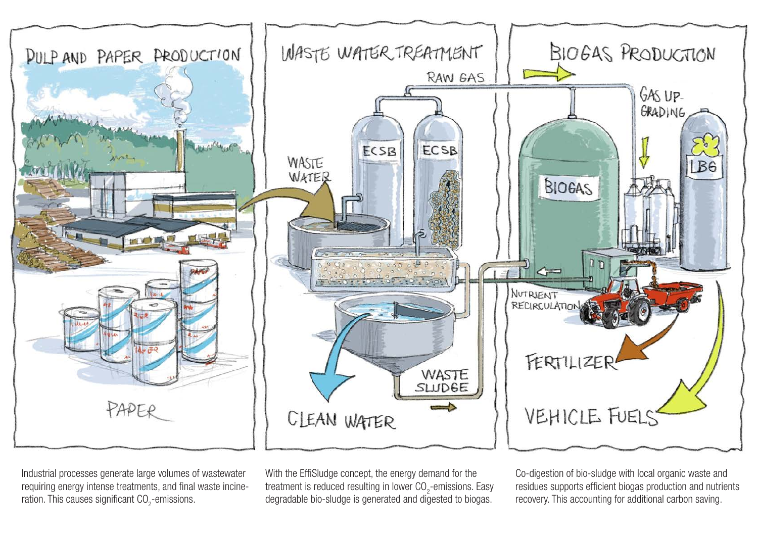Industrial processes generate large volumes of wastewater requiring energy intense treatments, and final waste incineration. This causes significant $CO_2$-emissions.

With the EffiSludge concept, the energy demand for the treatment is reduced resulting in lower $CO_2$-emissions. Easy degradable bio-sludge is generated and digested to biogas.

Co-digestion of bio-sludge with local organic waste and residues supports efficient biogas production and nutrients recovery. This accounting for additional carbon saving.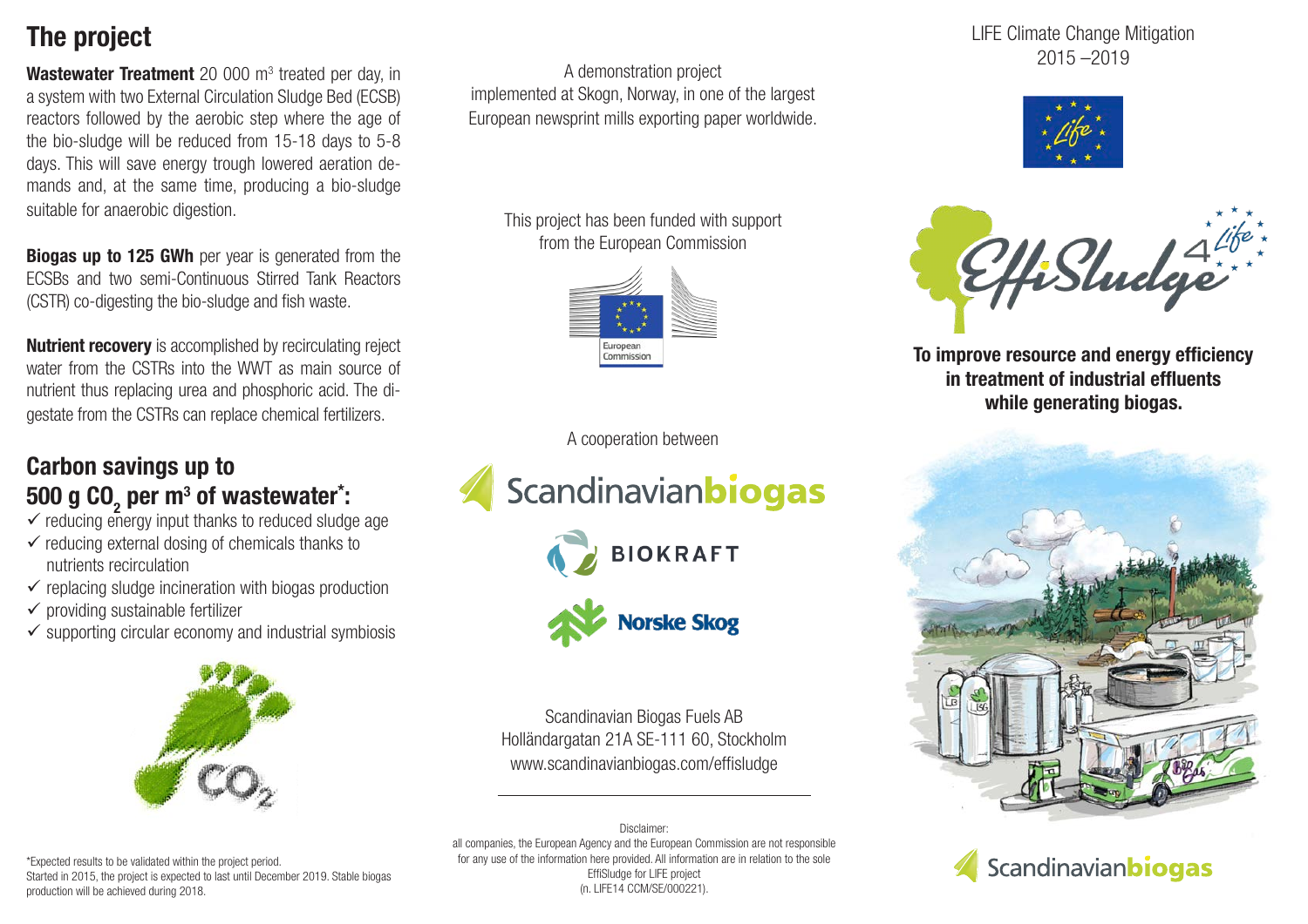# The project

**Wastewater Treatment** 20 000 $m^3$ treated per day, in a system with two External Circulation Sludge Bed (ECSB) reactors followed by the aerobic step where the age of the bio-sludge will be reduced from 15-18 days to 5-8 days. This will save energy trough lowered aeration demands and, at the same time, producing a bio-sludge suitable for anaerobic digestion.

**Biogas up to 125 GWh** per year is generated from the ECSBs and two semi-Continuous Stirred Tank Reactors (CSTR) co-digesting the bio-sludge and fish waste.

**Nutrient recovery** is accomplished by recirculating reject water from the CSTRs into the WWT as main source of nutrient thus replacing urea and phosphoric acid. The digestate from the CSTRs can replace chemical fertilizers.

## Carbon savings up to 500 g $CO_2$ per $m^3$ of wastewater*:

- ✓ reducing energy input thanks to reduced sludge age
- ✓ reducing external dosing of chemicals thanks to nutrients recirculation
- ✓ replacing sludge incineration with biogas production
- ✓ providing sustainable fertilizer
- ✓ supporting circular economy and industrial symbiosis

*Expected results to be validated within the project period.
Started in 2015, the project is expected to last until December 2019. Stable biogas production will be achieved during 2018.

A demonstration project implemented at Skogn, Norway, in one of the largest European newsprint mills exporting paper worldwide.

This project has been funded with support from the European Commission

European Commission

A cooperation between

Scandinavian**biogas**

BIOKRAFT

Norske Skog

Scandinavian Biogas Fuels AB
Holländargatan 21A SE-111 60, Stockholm
www.scandinavianbiogas.com/effisludge

Disclaimer:
all companies, the European Agency and the European Commission are not responsible for any use of the information here provided. All information are in relation to the sole EffiSludge for LIFE project (n. LIFE14 CCM/SE/000221).

LIFE Climate Change Mitigation
2015 –2019

EffiSludge 4 Life

**To improve resource and energy efficiency in treatment of industrial effluents while generating biogas.**

Scandinavian**biogas**